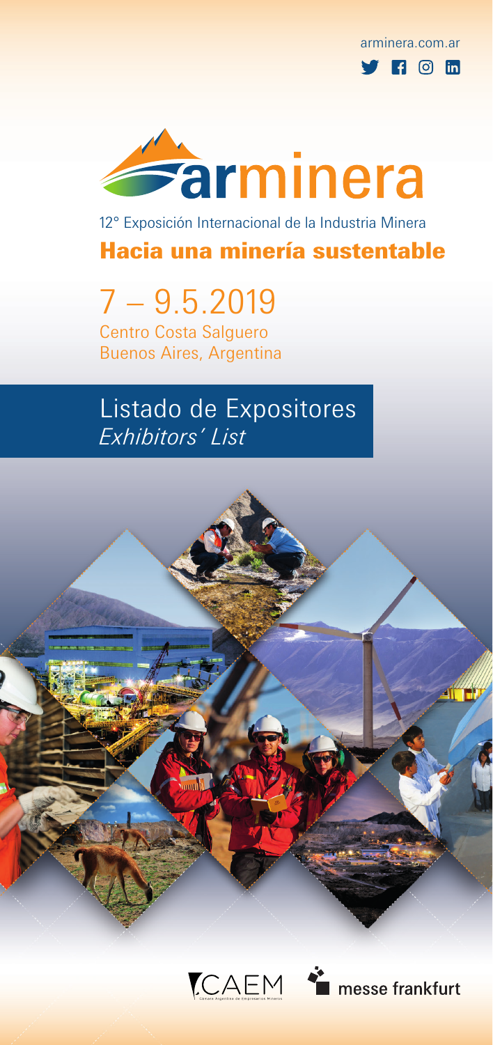arminera.com.ar

# arminera

12° Exposición Internacional de la Industria Minera

## Hacia una minería sustentable

# 7 – 9.5.2019

Centro Costa Salguero
Buenos Aires, Argentina

## Listado de Expositores
*Exhibitors' List*

CAEM

Cámara Argentina de Empresarios Mineros

messe frankfurt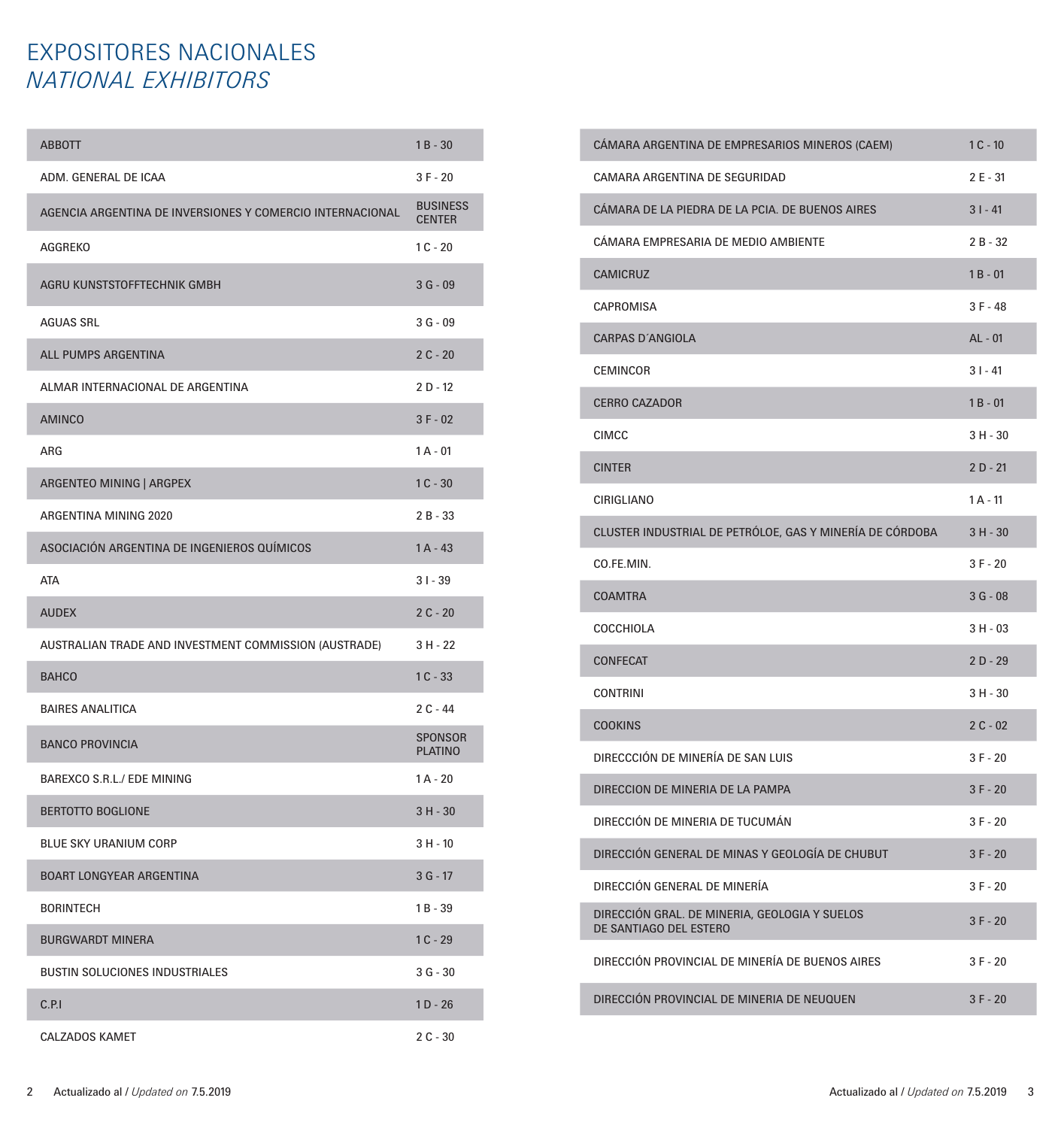# EXPOSITORES NACIONALES
## *NATIONAL EXHIBITORS*

| Expositor | Stand |
|---|---|
| ABBOTT | 1 B - 30 |
| ADM. GENERAL DE ICAA | 3 F - 20 |
| AGENCIA ARGENTINA DE INVERSIONES Y COMERCIO INTERNACIONAL | BUSINESS CENTER |
| AGGREKO | 1 C - 20 |
| AGRU KUNSTSTOFFTECHNIK GMBH | 3 G - 09 |
| AGUAS SRL | 3 G - 09 |
| ALL PUMPS ARGENTINA | 2 C - 20 |
| ALMAR INTERNACIONAL DE ARGENTINA | 2 D - 12 |
| AMINCO | 3 F - 02 |
| ARG | 1 A - 01 |
| ARGENTEO MINING \| ARGPEX | 1 C - 30 |
| ARGENTINA MINING 2020 | 2 B - 33 |
| ASOCIACIÓN ARGENTINA DE INGENIEROS QUÍMICOS | 1 A - 43 |
| ATA | 3 I - 39 |
| AUDEX | 2 C - 20 |
| AUSTRALIAN TRADE AND INVESTMENT COMMISSION (AUSTRADE) | 3 H - 22 |
| BAHCO | 1 C - 33 |
| BAIRES ANALITICA | 2 C - 44 |
| BANCO PROVINCIA | SPONSOR PLATINO |
| BAREXCO S.R.L./ EDE MINING | 1 A - 20 |
| BERTOTTO BOGLIONE | 3 H - 30 |
| BLUE SKY URANIUM CORP | 3 H - 10 |
| BOART LONGYEAR ARGENTINA | 3 G - 17 |
| BORINTECH | 1 B - 39 |
| BURGWARDT MINERA | 1 C - 29 |
| BUSTIN SOLUCIONES INDUSTRIALES | 3 G - 30 |
| C.P.I | 1 D - 26 |
| CALZADOS KAMET | 2 C - 30 |
| CÁMARA ARGENTINA DE EMPRESARIOS MINEROS (CAEM) | 1 C - 10 |
| CAMARA ARGENTINA DE SEGURIDAD | 2 E - 31 |
| CÁMARA DE LA PIEDRA DE LA PCIA. DE BUENOS AIRES | 3 I - 41 |
| CÁMARA EMPRESARIA DE MEDIO AMBIENTE | 2 B - 32 |
| CAMICRUZ | 1 B - 01 |
| CAPROMISA | 3 F - 48 |
| CARPAS D´ANGIOLA | AL - 01 |
| CEMINCOR | 3 I - 41 |
| CERRO CAZADOR | 1 B - 01 |
| CIMCC | 3 H - 30 |
| CINTER | 2 D - 21 |
| CIRIGLIANO | 1 A - 11 |
| CLUSTER INDUSTRIAL DE PETRÓLOE, GAS Y MINERÍA DE CÓRDOBA | 3 H - 30 |
| CO.FE.MIN. | 3 F - 20 |
| COAMTRA | 3 G - 08 |
| COCCHIOLA | 3 H - 03 |
| CONFECAT | 2 D - 29 |
| CONTRINI | 3 H - 30 |
| COOKINS | 2 C - 02 |
| DIRECCCIÓN DE MINERÍA DE SAN LUIS | 3 F - 20 |
| DIRECCION DE MINERIA DE LA PAMPA | 3 F - 20 |
| DIRECCIÓN DE MINERIA DE TUCUMÁN | 3 F - 20 |
| DIRECCIÓN GENERAL DE MINAS Y GEOLOGÍA DE CHUBUT | 3 F - 20 |
| DIRECCIÓN GENERAL DE MINERÍA | 3 F - 20 |
| DIRECCIÓN GRAL. DE MINERIA, GEOLOGIA Y SUELOS DE SANTIAGO DEL ESTERO | 3 F - 20 |
| DIRECCIÓN PROVINCIAL DE MINERÍA DE BUENOS AIRES | 3 F - 20 |
| DIRECCIÓN PROVINCIAL DE MINERIA DE NEUQUEN | 3 F - 20 |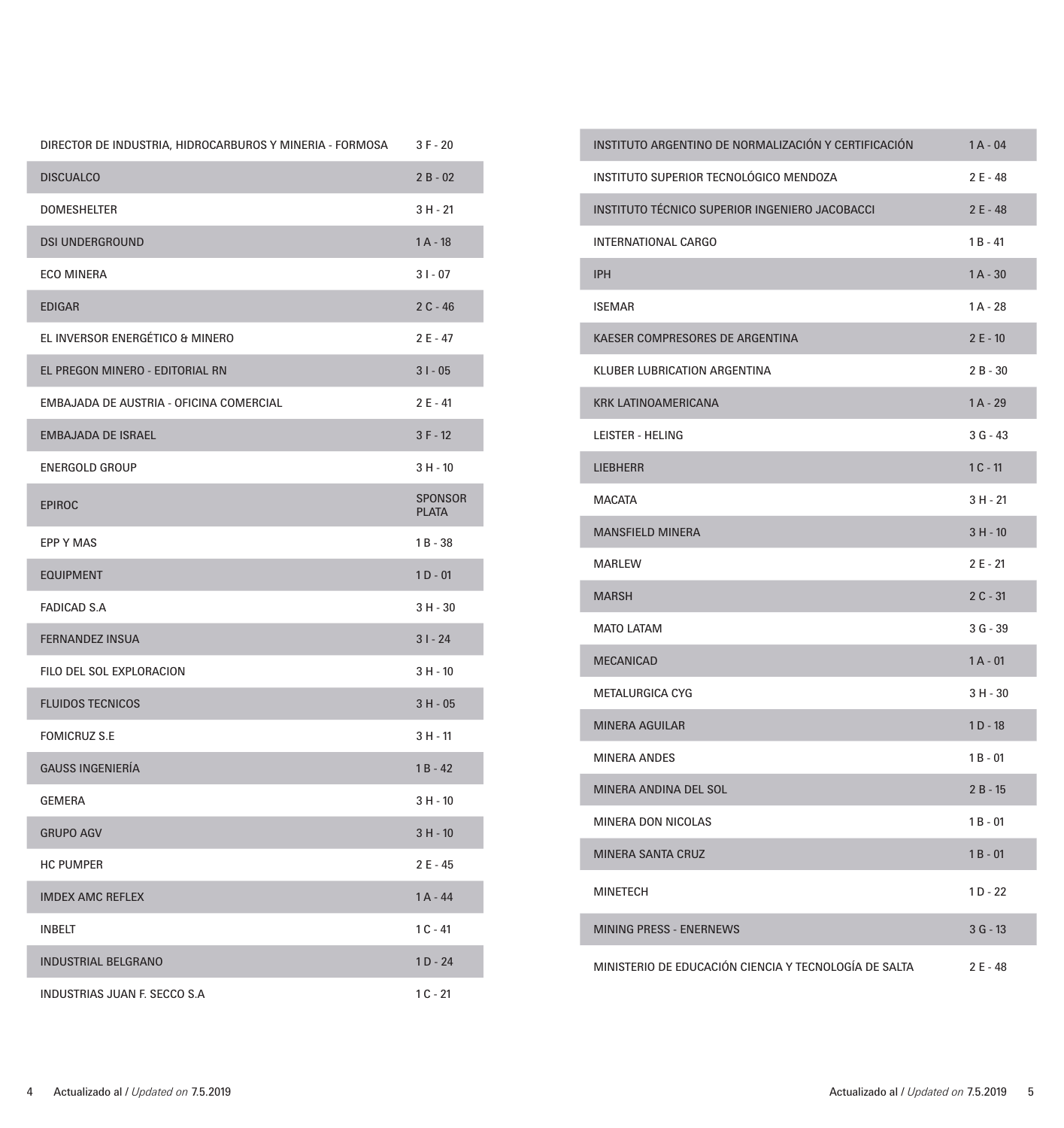| | |
|---|---|
| DIRECTOR DE INDUSTRIA, HIDROCARBUROS Y MINERIA - FORMOSA | 3 F - 20 |
| DISCUALCO | 2 B - 02 |
| DOMESHELTER | 3 H - 21 |
| DSI UNDERGROUND | 1 A - 18 |
| ECO MINERA | 3 I - 07 |
| EDIGAR | 2 C - 46 |
| EL INVERSOR ENERGÉTICO & MINERO | 2 E - 47 |
| EL PREGON MINERO - EDITORIAL RN | 3 I - 05 |
| EMBAJADA DE AUSTRIA - OFICINA COMERCIAL | 2 E - 41 |
| EMBAJADA DE ISRAEL | 3 F - 12 |
| ENERGOLD GROUP | 3 H - 10 |
| EPIROC | SPONSOR PLATA |
| EPP Y MAS | 1 B - 38 |
| EQUIPMENT | 1 D - 01 |
| FADICAD S.A | 3 H - 30 |
| FERNANDEZ INSUA | 3 I - 24 |
| FILO DEL SOL EXPLORACION | 3 H - 10 |
| FLUIDOS TECNICOS | 3 H - 05 |
| FOMICRUZ S.E | 3 H - 11 |
| GAUSS INGENIERÍA | 1 B - 42 |
| GEMERA | 3 H - 10 |
| GRUPO AGV | 3 H - 10 |
| HC PUMPER | 2 E - 45 |
| IMDEX AMC REFLEX | 1 A - 44 |
| INBELT | 1 C - 41 |
| INDUSTRIAL BELGRANO | 1 D - 24 |
| INDUSTRIAS JUAN F. SECCO S.A | 1 C - 21 |
| INSTITUTO ARGENTINO DE NORMALIZACIÓN Y CERTIFICACIÓN | 1 A - 04 |
| INSTITUTO SUPERIOR TECNOLÓGICO MENDOZA | 2 E - 48 |
| INSTITUTO TÉCNICO SUPERIOR INGENIERO JACOBACCI | 2 E - 48 |
| INTERNATIONAL CARGO | 1 B - 41 |
| IPH | 1 A - 30 |
| ISEMAR | 1 A - 28 |
| KAESER COMPRESORES DE ARGENTINA | 2 E - 10 |
| KLUBER LUBRICATION ARGENTINA | 2 B - 30 |
| KRK LATINOAMERICANA | 1 A - 29 |
| LEISTER - HELING | 3 G - 43 |
| LIEBHERR | 1 C - 11 |
| MACATA | 3 H - 21 |
| MANSFIELD MINERA | 3 H - 10 |
| MARLEW | 2 E - 21 |
| MARSH | 2 C - 31 |
| MATO LATAM | 3 G - 39 |
| MECANICAD | 1 A - 01 |
| METALURGICA CYG | 3 H - 30 |
| MINERA AGUILAR | 1 D - 18 |
| MINERA ANDES | 1 B - 01 |
| MINERA ANDINA DEL SOL | 2 B - 15 |
| MINERA DON NICOLAS | 1 B - 01 |
| MINERA SANTA CRUZ | 1 B - 01 |
| MINETECH | 1 D - 22 |
| MINING PRESS - ENERNEWS | 3 G - 13 |
| MINISTERIO DE EDUCACIÓN CIENCIA Y TECNOLOGÍA DE SALTA | 2 E - 48 |

Actualizado al / *Updated on* 7.5.2019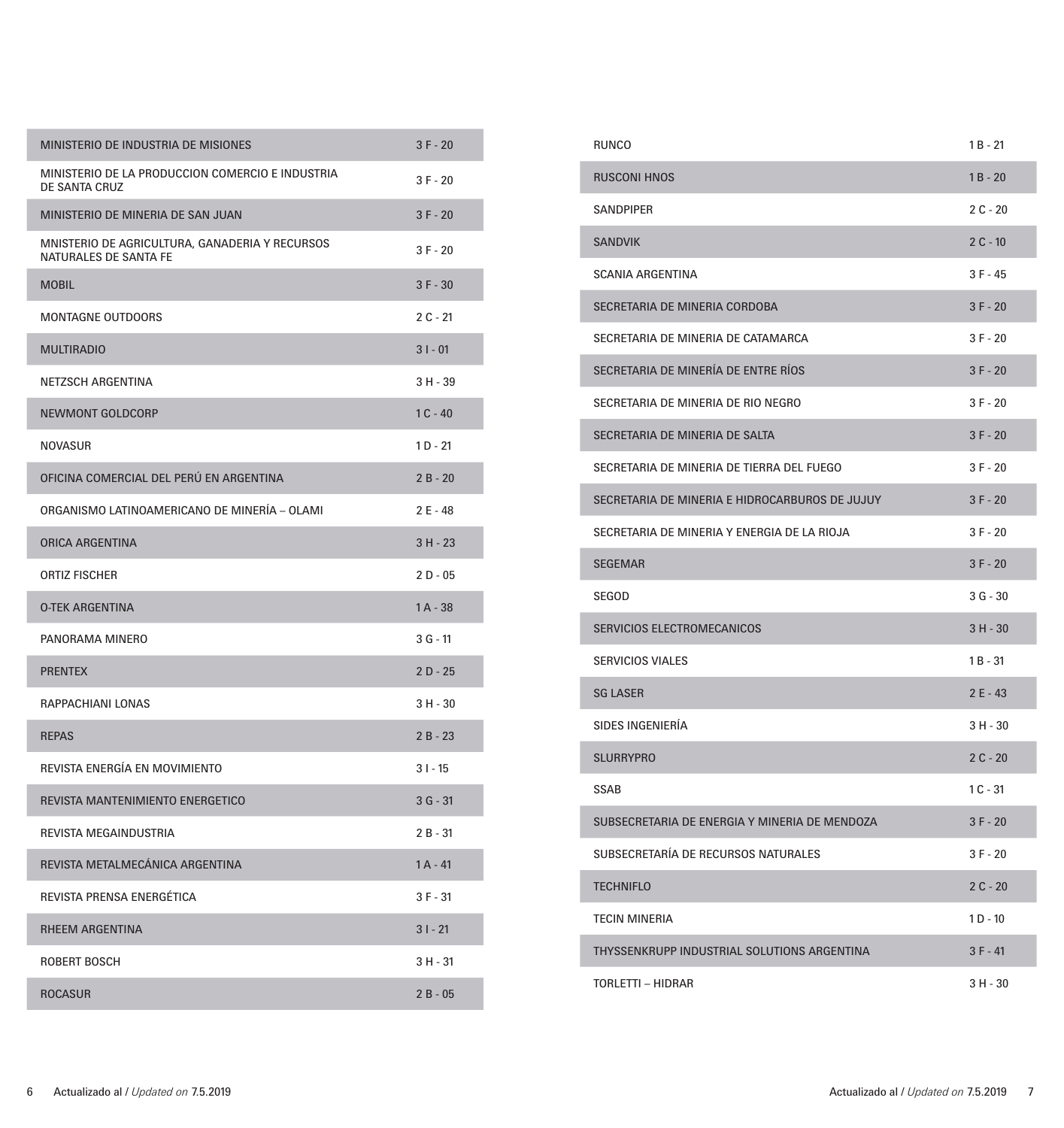| Expositor | Stand |
|---|---|
| MINISTERIO DE INDUSTRIA DE MISIONES | 3 F - 20 |
| MINISTERIO DE LA PRODUCCION COMERCIO E INDUSTRIA DE SANTA CRUZ | 3 F - 20 |
| MINISTERIO DE MINERIA DE SAN JUAN | 3 F - 20 |
| MNISTERIO DE AGRICULTURA, GANADERIA Y RECURSOS NATURALES DE SANTA FE | 3 F - 20 |
| MOBIL | 3 F - 30 |
| MONTAGNE OUTDOORS | 2 C - 21 |
| MULTIRADIO | 3 I - 01 |
| NETZSCH ARGENTINA | 3 H - 39 |
| NEWMONT GOLDCORP | 1 C - 40 |
| NOVASUR | 1 D - 21 |
| OFICINA COMERCIAL DEL PERÚ EN ARGENTINA | 2 B - 20 |
| ORGANISMO LATINOAMERICANO DE MINERÍA – OLAMI | 2 E - 48 |
| ORICA ARGENTINA | 3 H - 23 |
| ORTIZ FISCHER | 2 D - 05 |
| O-TEK ARGENTINA | 1 A - 38 |
| PANORAMA MINERO | 3 G - 11 |
| PRENTEX | 2 D - 25 |
| RAPPACHIANI LONAS | 3 H - 30 |
| REPAS | 2 B - 23 |
| REVISTA ENERGÍA EN MOVIMIENTO | 3 I - 15 |
| REVISTA MANTENIMIENTO ENERGETICO | 3 G - 31 |
| REVISTA MEGAINDUSTRIA | 2 B - 31 |
| REVISTA METALMECÁNICA ARGENTINA | 1 A - 41 |
| REVISTA PRENSA ENERGÉTICA | 3 F - 31 |
| RHEEM ARGENTINA | 3 I - 21 |
| ROBERT BOSCH | 3 H - 31 |
| ROCASUR | 2 B - 05 |
| RUNCO | 1 B - 21 |
| RUSCONI HNOS | 1 B - 20 |
| SANDPIPER | 2 C - 20 |
| SANDVIK | 2 C - 10 |
| SCANIA ARGENTINA | 3 F - 45 |
| SECRETARIA DE MINERIA CORDOBA | 3 F - 20 |
| SECRETARIA DE MINERIA DE CATAMARCA | 3 F - 20 |
| SECRETARIA DE MINERÍA DE ENTRE RÍOS | 3 F - 20 |
| SECRETARIA DE MINERIA DE RIO NEGRO | 3 F - 20 |
| SECRETARIA DE MINERIA DE SALTA | 3 F - 20 |
| SECRETARIA DE MINERIA DE TIERRA DEL FUEGO | 3 F - 20 |
| SECRETARIA DE MINERIA E HIDROCARBUROS DE JUJUY | 3 F - 20 |
| SECRETARIA DE MINERIA Y ENERGIA DE LA RIOJA | 3 F - 20 |
| SEGEMAR | 3 F - 20 |
| SEGOD | 3 G - 30 |
| SERVICIOS ELECTROMECANICOS | 3 H - 30 |
| SERVICIOS VIALES | 1 B - 31 |
| SG LASER | 2 E - 43 |
| SIDES INGENIERÍA | 3 H - 30 |
| SLURRYPRO | 2 C - 20 |
| SSAB | 1 C - 31 |
| SUBSECRETARIA DE ENERGIA Y MINERIA DE MENDOZA | 3 F - 20 |
| SUBSECRETARÍA DE RECURSOS NATURALES | 3 F - 20 |
| TECHNIFLO | 2 C - 20 |
| TECIN MINERIA | 1 D - 10 |
| THYSSENKRUPP INDUSTRIAL SOLUTIONS ARGENTINA | 3 F - 41 |
| TORLETTI – HIDRAR | 3 H - 30 |

Actualizado al / *Updated on* 7.5.2019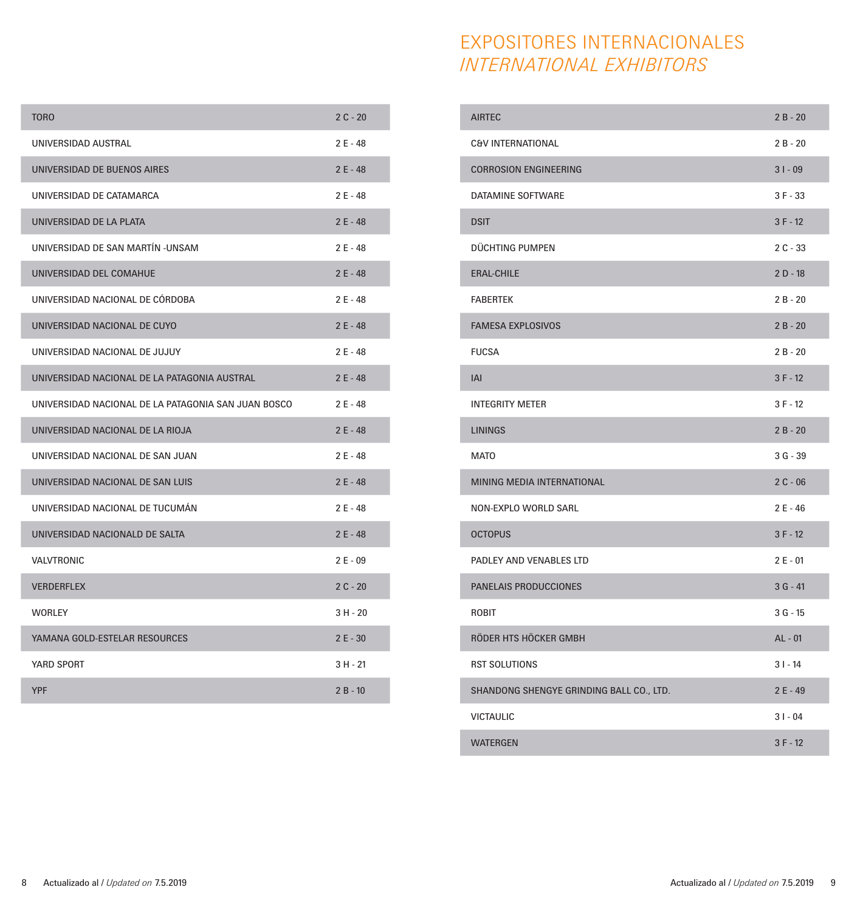| | |
|---|---|
| TORO | 2 C - 20 |
| UNIVERSIDAD AUSTRAL | 2 E - 48 |
| UNIVERSIDAD DE BUENOS AIRES | 2 E - 48 |
| UNIVERSIDAD DE CATAMARCA | 2 E - 48 |
| UNIVERSIDAD DE LA PLATA | 2 E - 48 |
| UNIVERSIDAD DE SAN MARTÍN -UNSAM | 2 E - 48 |
| UNIVERSIDAD DEL COMAHUE | 2 E - 48 |
| UNIVERSIDAD NACIONAL DE CÓRDOBA | 2 E - 48 |
| UNIVERSIDAD NACIONAL DE CUYO | 2 E - 48 |
| UNIVERSIDAD NACIONAL DE JUJUY | 2 E - 48 |
| UNIVERSIDAD NACIONAL DE LA PATAGONIA AUSTRAL | 2 E - 48 |
| UNIVERSIDAD NACIONAL DE LA PATAGONIA SAN JUAN BOSCO | 2 E - 48 |
| UNIVERSIDAD NACIONAL DE LA RIOJA | 2 E - 48 |
| UNIVERSIDAD NACIONAL DE SAN JUAN | 2 E - 48 |
| UNIVERSIDAD NACIONAL DE SAN LUIS | 2 E - 48 |
| UNIVERSIDAD NACIONAL DE TUCUMÁN | 2 E - 48 |
| UNIVERSIDAD NACIONALD DE SALTA | 2 E - 48 |
| VALVTRONIC | 2 E - 09 |
| VERDERFLEX | 2 C - 20 |
| WORLEY | 3 H - 20 |
| YAMANA GOLD-ESTELAR RESOURCES | 2 E - 30 |
| YARD SPORT | 3 H - 21 |
| YPF | 2 B - 10 |

# EXPOSITORES INTERNACIONALES
# *INTERNATIONAL EXHIBITORS*

| | |
|---|---|
| AIRTEC | 2 B - 20 |
| C&V INTERNATIONAL | 2 B - 20 |
| CORROSION ENGINEERING | 3 I - 09 |
| DATAMINE SOFTWARE | 3 F - 33 |
| DSIT | 3 F - 12 |
| DÜCHTING PUMPEN | 2 C - 33 |
| ERAL-CHILE | 2 D - 18 |
| FABERTEK | 2 B - 20 |
| FAMESA EXPLOSIVOS | 2 B - 20 |
| FUCSA | 2 B - 20 |
| IAI | 3 F - 12 |
| INTEGRITY METER | 3 F - 12 |
| LININGS | 2 B - 20 |
| MATO | 3 G - 39 |
| MINING MEDIA INTERNATIONAL | 2 C - 06 |
| NON-EXPLO WORLD SARL | 2 E - 46 |
| OCTOPUS | 3 F - 12 |
| PADLEY AND VENABLES LTD | 2 E - 01 |
| PANELAIS PRODUCCIONES | 3 G - 41 |
| ROBIT | 3 G - 15 |
| RÖDER HTS HÖCKER GMBH | AL - 01 |
| RST SOLUTIONS | 3 I - 14 |
| SHANDONG SHENGYE GRINDING BALL CO., LTD. | 2 E - 49 |
| VICTAULIC | 3 I - 04 |
| WATERGEN | 3 F - 12 |

Actualizado al / *Updated on* 7.5.2019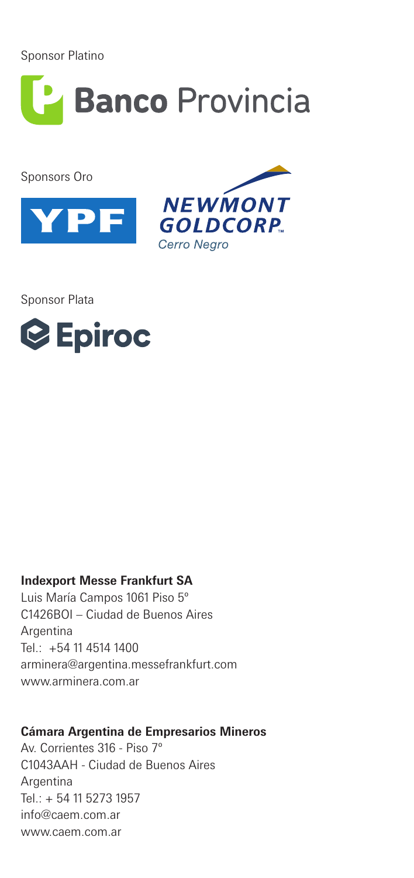Sponsor Platino

Banco Provincia

Sponsors Oro

YPF

NEWMONT GOLDCORP
Cerro Negro

Sponsor Plata

Epiroc

**Indexport Messe Frankfurt SA**
Luis María Campos 1061 Piso 5º
C1426BOI – Ciudad de Buenos Aires
Argentina
Tel.: +54 11 4514 1400
arminera@argentina.messefrankfurt.com
www.arminera.com.ar

**Cámara Argentina de Empresarios Mineros**
Av. Corrientes 316 - Piso 7º
C1043AAH - Ciudad de Buenos Aires
Argentina
Tel.: + 54 11 5273 1957
info@caem.com.ar
www.caem.com.ar